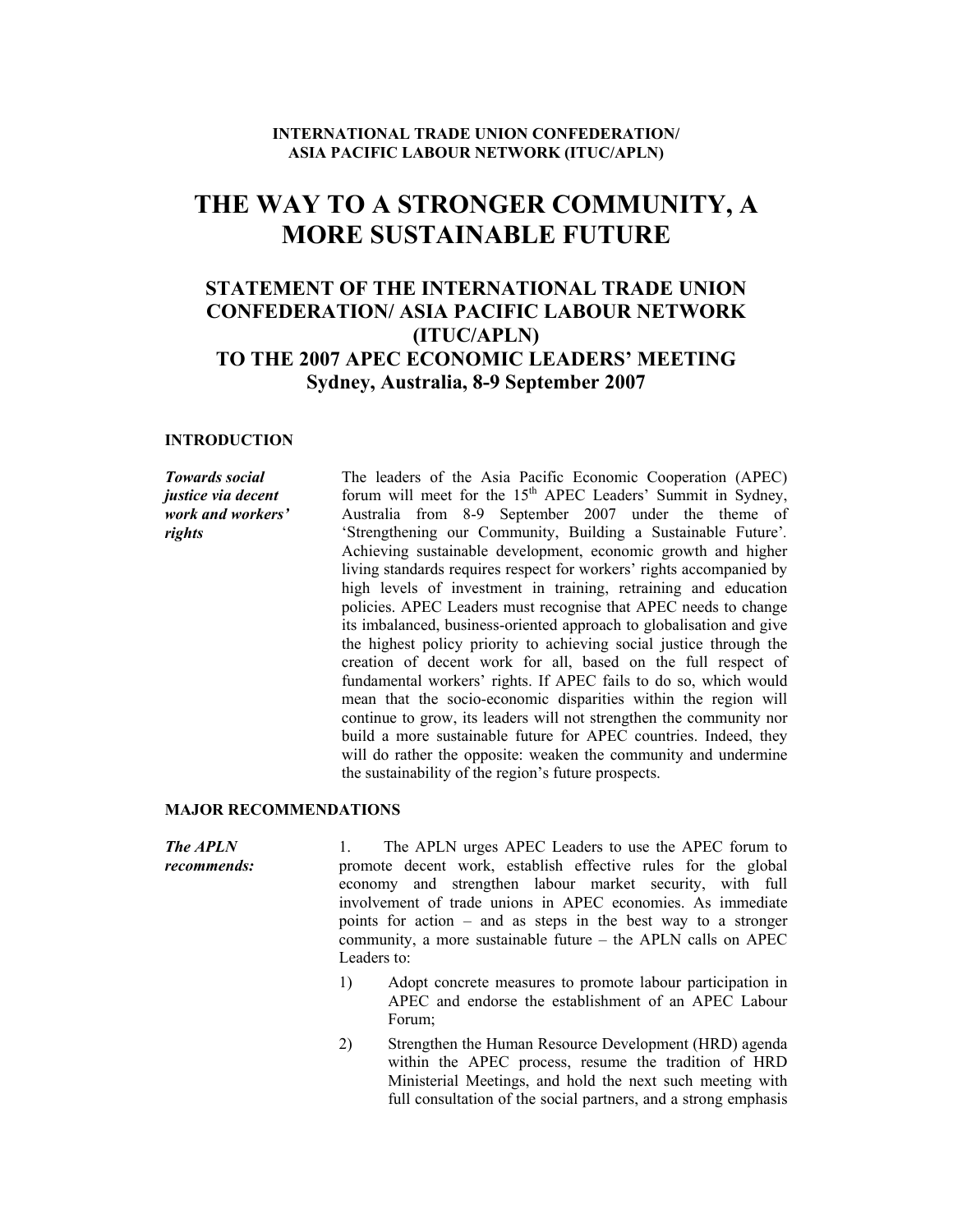**INTERNATIONAL TRADE UNION CONFEDERATION/
ASIA PACIFIC LABOUR NETWORK (ITUC/APLN)**

# THE WAY TO A STRONGER COMMUNITY, A MORE SUSTAINABLE FUTURE

## STATEMENT OF THE INTERNATIONAL TRADE UNION CONFEDERATION/ ASIA PACIFIC LABOUR NETWORK (ITUC/APLN) TO THE 2007 APEC ECONOMIC LEADERS' MEETING Sydney, Australia, 8-9 September 2007

### INTRODUCTION

***Towards social justice via decent work and workers' rights***

The leaders of the Asia Pacific Economic Cooperation (APEC) forum will meet for the 15th APEC Leaders' Summit in Sydney, Australia from 8-9 September 2007 under the theme of 'Strengthening our Community, Building a Sustainable Future'. Achieving sustainable development, economic growth and higher living standards requires respect for workers' rights accompanied by high levels of investment in training, retraining and education policies. APEC Leaders must recognise that APEC needs to change its imbalanced, business-oriented approach to globalisation and give the highest policy priority to achieving social justice through the creation of decent work for all, based on the full respect of fundamental workers' rights. If APEC fails to do so, which would mean that the socio-economic disparities within the region will continue to grow, its leaders will not strengthen the community nor build a more sustainable future for APEC countries. Indeed, they will do rather the opposite: weaken the community and undermine the sustainability of the region's future prospects.

### MAJOR RECOMMENDATIONS

***The APLN recommends:***

1. The APLN urges APEC Leaders to use the APEC forum to promote decent work, establish effective rules for the global economy and strengthen labour market security, with full involvement of trade unions in APEC economies. As immediate points for action – and as steps in the best way to a stronger community, a more sustainable future – the APLN calls on APEC Leaders to:

   1) Adopt concrete measures to promote labour participation in APEC and endorse the establishment of an APEC Labour Forum;

   2) Strengthen the Human Resource Development (HRD) agenda within the APEC process, resume the tradition of HRD Ministerial Meetings, and hold the next such meeting with full consultation of the social partners, and a strong emphasis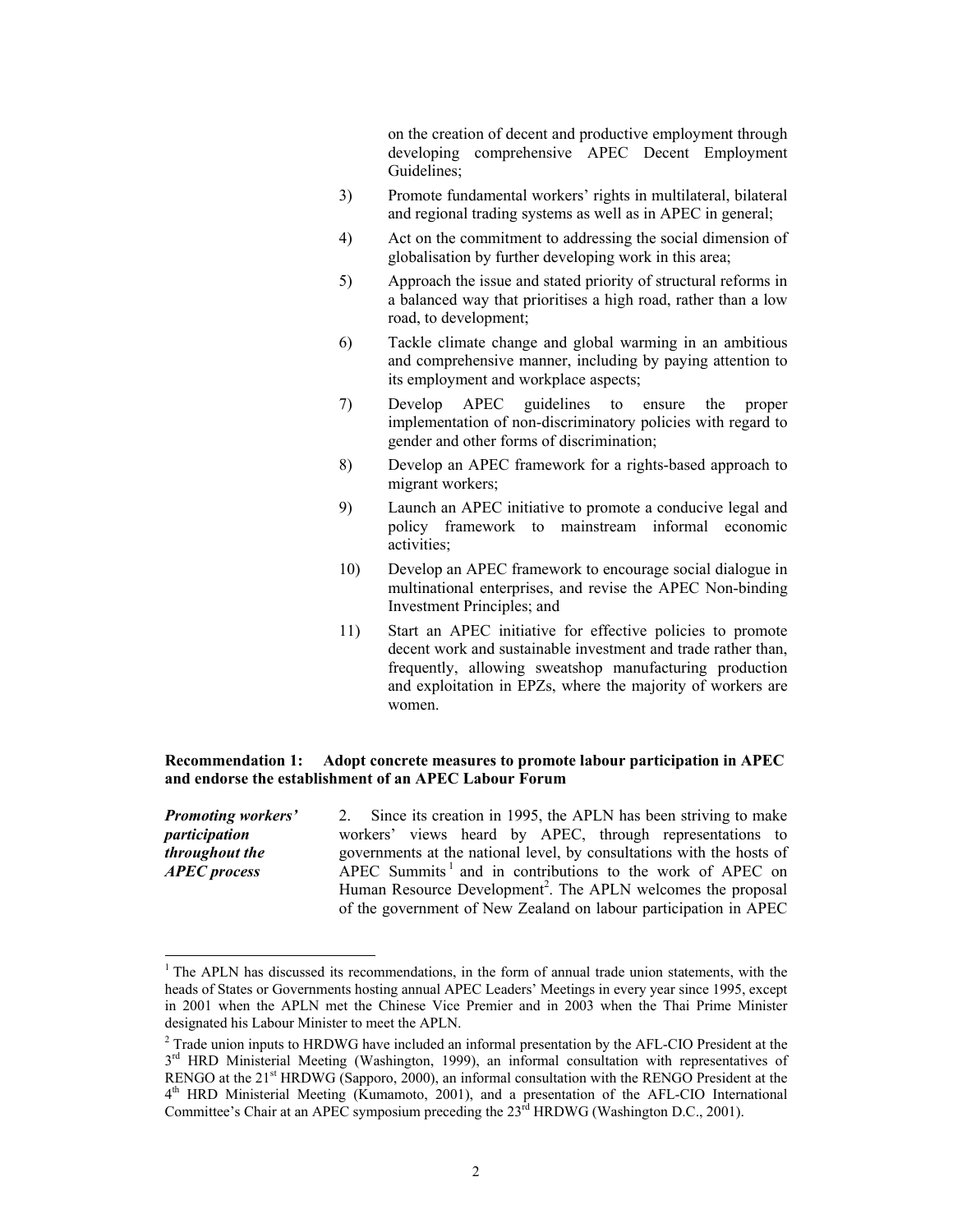on the creation of decent and productive employment through developing comprehensive APEC Decent Employment Guidelines;

3) Promote fundamental workers' rights in multilateral, bilateral and regional trading systems as well as in APEC in general;

4) Act on the commitment to addressing the social dimension of globalisation by further developing work in this area;

5) Approach the issue and stated priority of structural reforms in a balanced way that prioritises a high road, rather than a low road, to development;

6) Tackle climate change and global warming in an ambitious and comprehensive manner, including by paying attention to its employment and workplace aspects;

7) Develop APEC guidelines to ensure the proper implementation of non-discriminatory policies with regard to gender and other forms of discrimination;

8) Develop an APEC framework for a rights-based approach to migrant workers;

9) Launch an APEC initiative to promote a conducive legal and policy framework to mainstream informal economic activities;

10) Develop an APEC framework to encourage social dialogue in multinational enterprises, and revise the APEC Non-binding Investment Principles; and

11) Start an APEC initiative for effective policies to promote decent work and sustainable investment and trade rather than, frequently, allowing sweatshop manufacturing production and exploitation in EPZs, where the majority of workers are women.

**Recommendation 1: Adopt concrete measures to promote labour participation in APEC and endorse the establishment of an APEC Labour Forum**

***Promoting workers' participation throughout the APEC process***

2. Since its creation in 1995, the APLN has been striving to make workers' views heard by APEC, through representations to governments at the national level, by consultations with the hosts of APEC Summits[1] and in contributions to the work of APEC on Human Resource Development[2]. The APLN welcomes the proposal of the government of New Zealand on labour participation in APEC

---

[1] The APLN has discussed its recommendations, in the form of annual trade union statements, with the heads of States or Governments hosting annual APEC Leaders' Meetings in every year since 1995, except in 2001 when the APLN met the Chinese Vice Premier and in 2003 when the Thai Prime Minister designated his Labour Minister to meet the APLN.

[2] Trade union inputs to HRDWG have included an informal presentation by the AFL-CIO President at the 3rd HRD Ministerial Meeting (Washington, 1999), an informal consultation with representatives of RENGO at the 21st HRDWG (Sapporo, 2000), an informal consultation with the RENGO President at the 4th HRD Ministerial Meeting (Kumamoto, 2001), and a presentation of the AFL-CIO International Committee's Chair at an APEC symposium preceding the 23rd HRDWG (Washington D.C., 2001).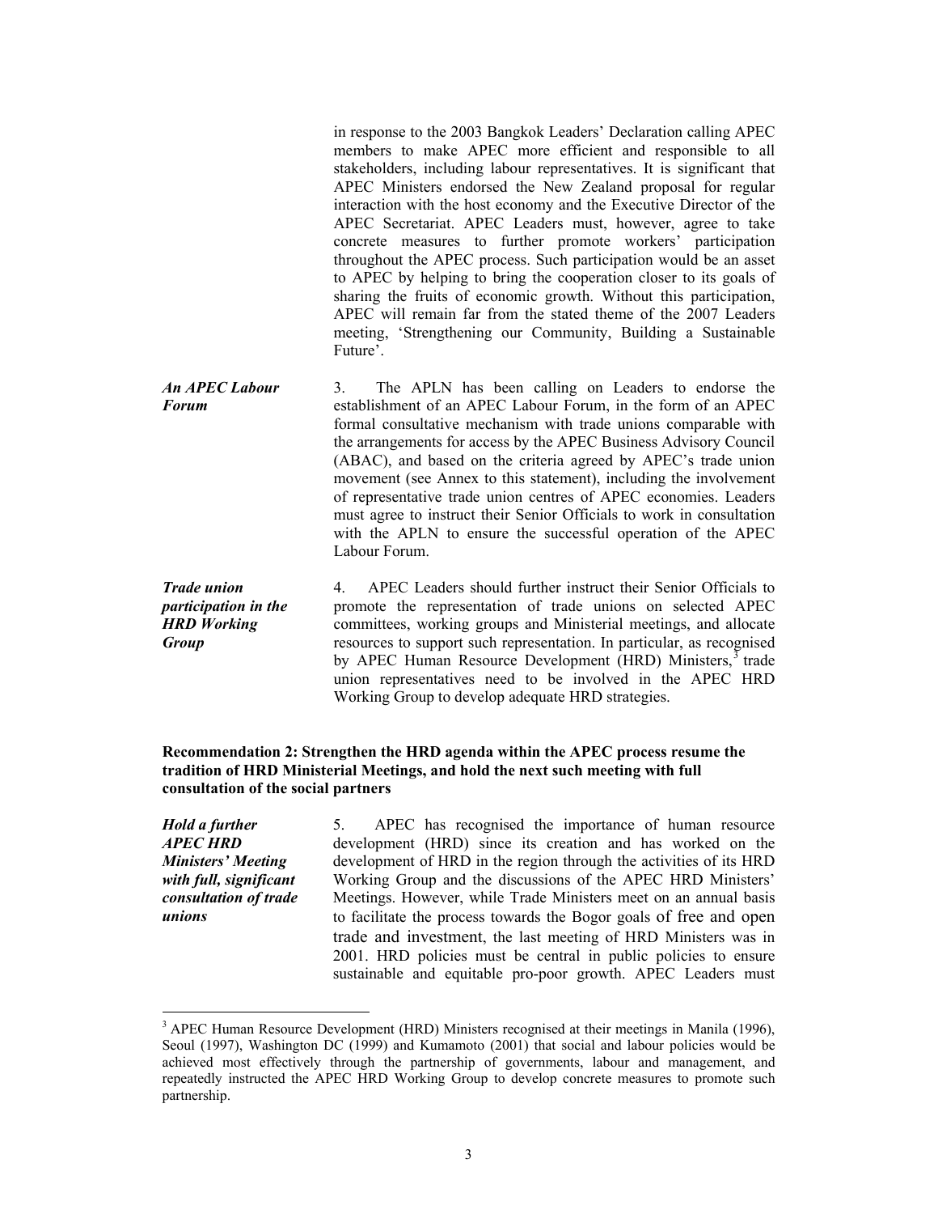in response to the 2003 Bangkok Leaders' Declaration calling APEC members to make APEC more efficient and responsible to all stakeholders, including labour representatives. It is significant that APEC Ministers endorsed the New Zealand proposal for regular interaction with the host economy and the Executive Director of the APEC Secretariat. APEC Leaders must, however, agree to take concrete measures to further promote workers' participation throughout the APEC process. Such participation would be an asset to APEC by helping to bring the cooperation closer to its goals of sharing the fruits of economic growth. Without this participation, APEC will remain far from the stated theme of the 2007 Leaders meeting, 'Strengthening our Community, Building a Sustainable Future'.

***An APEC Labour Forum***

3. The APLN has been calling on Leaders to endorse the establishment of an APEC Labour Forum, in the form of an APEC formal consultative mechanism with trade unions comparable with the arrangements for access by the APEC Business Advisory Council (ABAC), and based on the criteria agreed by APEC's trade union movement (see Annex to this statement), including the involvement of representative trade union centres of APEC economies. Leaders must agree to instruct their Senior Officials to work in consultation with the APLN to ensure the successful operation of the APEC Labour Forum.

***Trade union participation in the HRD Working Group***

4. APEC Leaders should further instruct their Senior Officials to promote the representation of trade unions on selected APEC committees, working groups and Ministerial meetings, and allocate resources to support such representation. In particular, as recognised by APEC Human Resource Development (HRD) Ministers,[3] trade union representatives need to be involved in the APEC HRD Working Group to develop adequate HRD strategies.

**Recommendation 2: Strengthen the HRD agenda within the APEC process resume the tradition of HRD Ministerial Meetings, and hold the next such meeting with full consultation of the social partners**

***Hold a further APEC HRD Ministers' Meeting with full, significant consultation of trade unions***

5. APEC has recognised the importance of human resource development (HRD) since its creation and has worked on the development of HRD in the region through the activities of its HRD Working Group and the discussions of the APEC HRD Ministers' Meetings. However, while Trade Ministers meet on an annual basis to facilitate the process towards the Bogor goals of free and open trade and investment, the last meeting of HRD Ministers was in 2001. HRD policies must be central in public policies to ensure sustainable and equitable pro-poor growth. APEC Leaders must

---

[3] APEC Human Resource Development (HRD) Ministers recognised at their meetings in Manila (1996), Seoul (1997), Washington DC (1999) and Kumamoto (2001) that social and labour policies would be achieved most effectively through the partnership of governments, labour and management, and repeatedly instructed the APEC HRD Working Group to develop concrete measures to promote such partnership.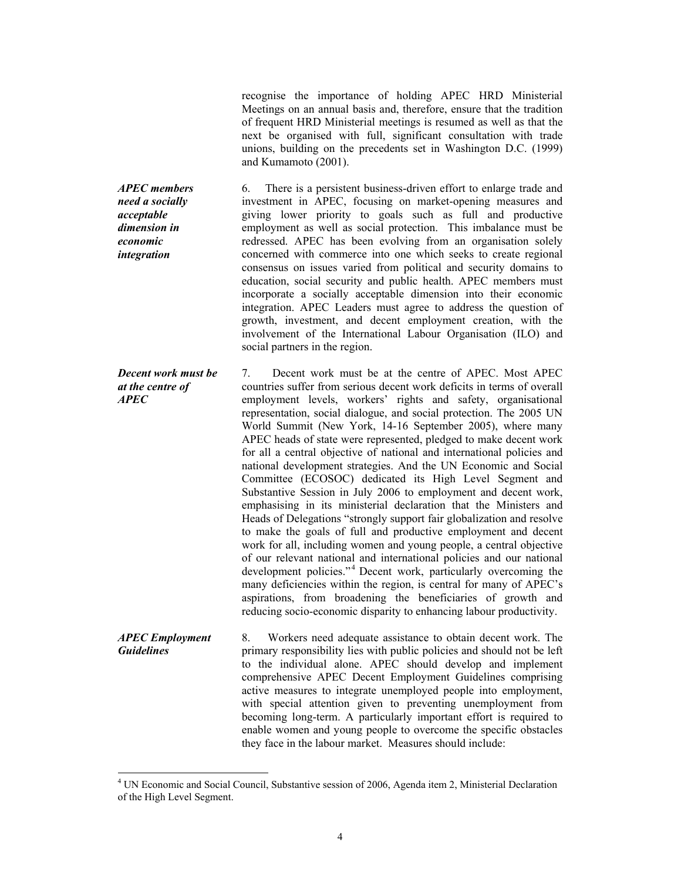recognise the importance of holding APEC HRD Ministerial Meetings on an annual basis and, therefore, ensure that the tradition of frequent HRD Ministerial meetings is resumed as well as that the next be organised with full, significant consultation with trade unions, building on the precedents set in Washington D.C. (1999) and Kumamoto (2001).

***APEC members need a socially acceptable dimension in economic integration***

6. There is a persistent business-driven effort to enlarge trade and investment in APEC, focusing on market-opening measures and giving lower priority to goals such as full and productive employment as well as social protection. This imbalance must be redressed. APEC has been evolving from an organisation solely concerned with commerce into one which seeks to create regional consensus on issues varied from political and security domains to education, social security and public health. APEC members must incorporate a socially acceptable dimension into their economic integration. APEC Leaders must agree to address the question of growth, investment, and decent employment creation, with the involvement of the International Labour Organisation (ILO) and social partners in the region.

***Decent work must be at the centre of APEC***

7. Decent work must be at the centre of APEC. Most APEC countries suffer from serious decent work deficits in terms of overall employment levels, workers' rights and safety, organisational representation, social dialogue, and social protection. The 2005 UN World Summit (New York, 14-16 September 2005), where many APEC heads of state were represented, pledged to make decent work for all a central objective of national and international policies and national development strategies. And the UN Economic and Social Committee (ECOSOC) dedicated its High Level Segment and Substantive Session in July 2006 to employment and decent work, emphasising in its ministerial declaration that the Ministers and Heads of Delegations "strongly support fair globalization and resolve to make the goals of full and productive employment and decent work for all, including women and young people, a central objective of our relevant national and international policies and our national development policies."[4] Decent work, particularly overcoming the many deficiencies within the region, is central for many of APEC's aspirations, from broadening the beneficiaries of growth and reducing socio-economic disparity to enhancing labour productivity.

***APEC Employment Guidelines***

8. Workers need adequate assistance to obtain decent work. The primary responsibility lies with public policies and should not be left to the individual alone. APEC should develop and implement comprehensive APEC Decent Employment Guidelines comprising active measures to integrate unemployed people into employment, with special attention given to preventing unemployment from becoming long-term. A particularly important effort is required to enable women and young people to overcome the specific obstacles they face in the labour market. Measures should include:

---

[4] UN Economic and Social Council, Substantive session of 2006, Agenda item 2, Ministerial Declaration of the High Level Segment.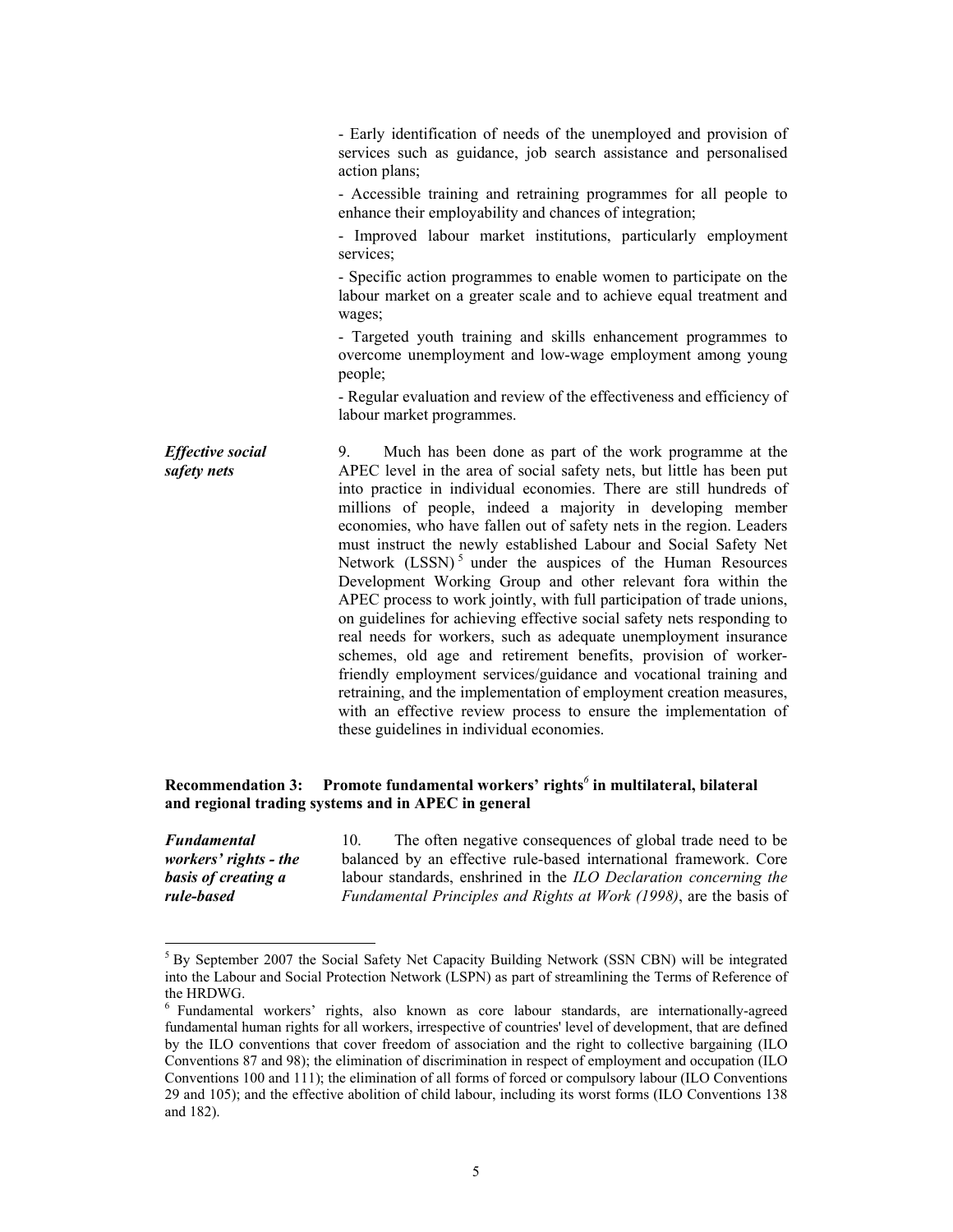- Early identification of needs of the unemployed and provision of services such as guidance, job search assistance and personalised action plans;

- Accessible training and retraining programmes for all people to enhance their employability and chances of integration;

- Improved labour market institutions, particularly employment services;

- Specific action programmes to enable women to participate on the labour market on a greater scale and to achieve equal treatment and wages;

- Targeted youth training and skills enhancement programmes to overcome unemployment and low-wage employment among young people;

- Regular evaluation and review of the effectiveness and efficiency of labour market programmes.

***Effective social safety nets***

9. Much has been done as part of the work programme at the APEC level in the area of social safety nets, but little has been put into practice in individual economies. There are still hundreds of millions of people, indeed a majority in developing member economies, who have fallen out of safety nets in the region. Leaders must instruct the newly established Labour and Social Safety Net Network (LSSN)[5] under the auspices of the Human Resources Development Working Group and other relevant fora within the APEC process to work jointly, with full participation of trade unions, on guidelines for achieving effective social safety nets responding to real needs for workers, such as adequate unemployment insurance schemes, old age and retirement benefits, provision of worker-friendly employment services/guidance and vocational training and retraining, and the implementation of employment creation measures, with an effective review process to ensure the implementation of these guidelines in individual economies.

**Recommendation 3: Promote fundamental workers' rights[6] in multilateral, bilateral and regional trading systems and in APEC in general**

***Fundamental workers' rights - the basis of creating a rule-based***

10. The often negative consequences of global trade need to be balanced by an effective rule-based international framework. Core labour standards, enshrined in the *ILO Declaration concerning the Fundamental Principles and Rights at Work (1998)*, are the basis of

---

[5] By September 2007 the Social Safety Net Capacity Building Network (SSN CBN) will be integrated into the Labour and Social Protection Network (LSPN) as part of streamlining the Terms of Reference of the HRDWG.

[6] Fundamental workers' rights, also known as core labour standards, are internationally-agreed fundamental human rights for all workers, irrespective of countries' level of development, that are defined by the ILO conventions that cover freedom of association and the right to collective bargaining (ILO Conventions 87 and 98); the elimination of discrimination in respect of employment and occupation (ILO Conventions 100 and 111); the elimination of all forms of forced or compulsory labour (ILO Conventions 29 and 105); and the effective abolition of child labour, including its worst forms (ILO Conventions 138 and 182).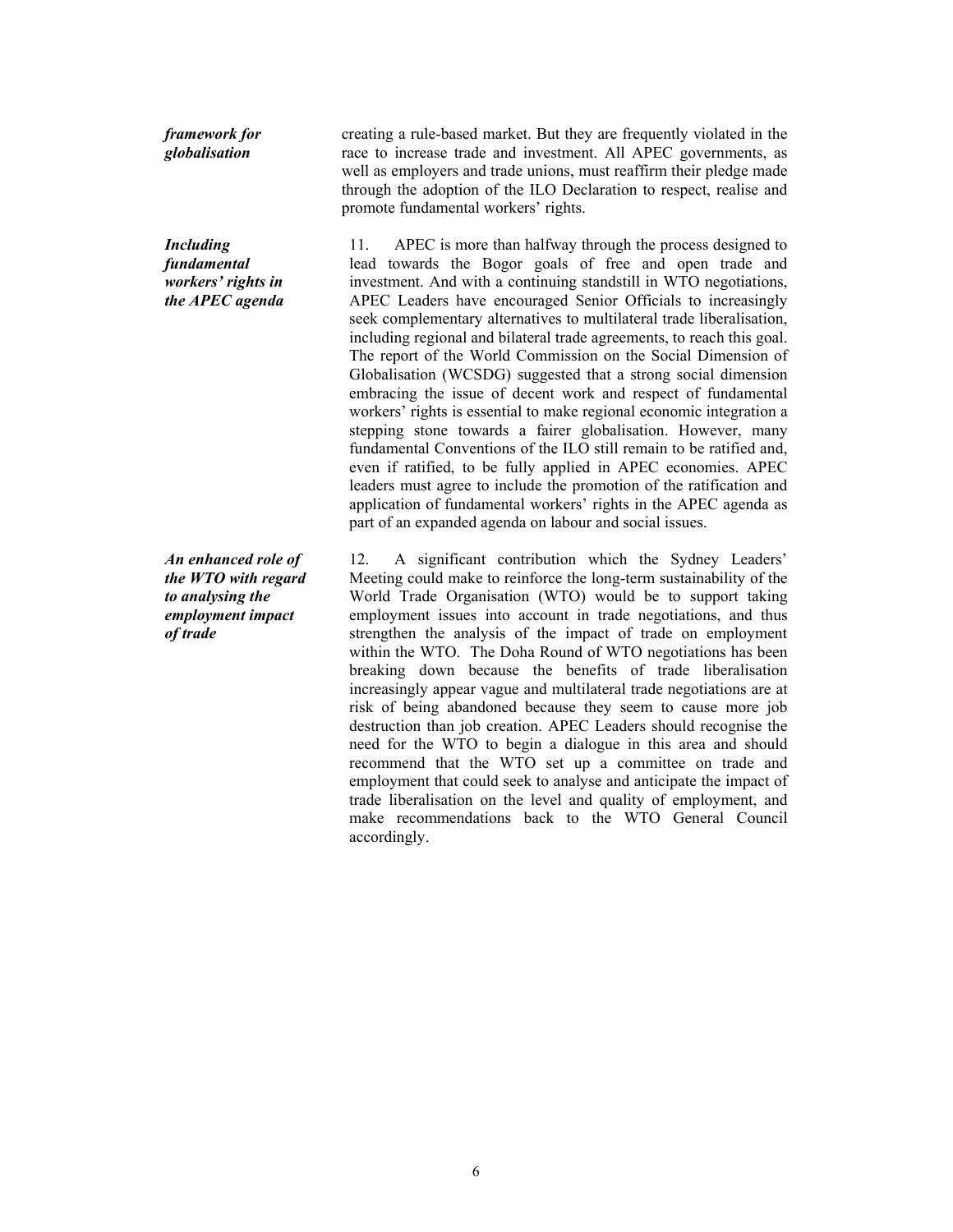*framework for globalisation*

creating a rule-based market. But they are frequently violated in the race to increase trade and investment. All APEC governments, as well as employers and trade unions, must reaffirm their pledge made through the adoption of the ILO Declaration to respect, realise and promote fundamental workers' rights.

***Including fundamental workers' rights in the APEC agenda***

11. APEC is more than halfway through the process designed to lead towards the Bogor goals of free and open trade and investment. And with a continuing standstill in WTO negotiations, APEC Leaders have encouraged Senior Officials to increasingly seek complementary alternatives to multilateral trade liberalisation, including regional and bilateral trade agreements, to reach this goal. The report of the World Commission on the Social Dimension of Globalisation (WCSDG) suggested that a strong social dimension embracing the issue of decent work and respect of fundamental workers' rights is essential to make regional economic integration a stepping stone towards a fairer globalisation. However, many fundamental Conventions of the ILO still remain to be ratified and, even if ratified, to be fully applied in APEC economies. APEC leaders must agree to include the promotion of the ratification and application of fundamental workers' rights in the APEC agenda as part of an expanded agenda on labour and social issues.

***An enhanced role of the WTO with regard to analysing the employment impact of trade***

12. A significant contribution which the Sydney Leaders' Meeting could make to reinforce the long-term sustainability of the World Trade Organisation (WTO) would be to support taking employment issues into account in trade negotiations, and thus strengthen the analysis of the impact of trade on employment within the WTO. The Doha Round of WTO negotiations has been breaking down because the benefits of trade liberalisation increasingly appear vague and multilateral trade negotiations are at risk of being abandoned because they seem to cause more job destruction than job creation. APEC Leaders should recognise the need for the WTO to begin a dialogue in this area and should recommend that the WTO set up a committee on trade and employment that could seek to analyse and anticipate the impact of trade liberalisation on the level and quality of employment, and make recommendations back to the WTO General Council accordingly.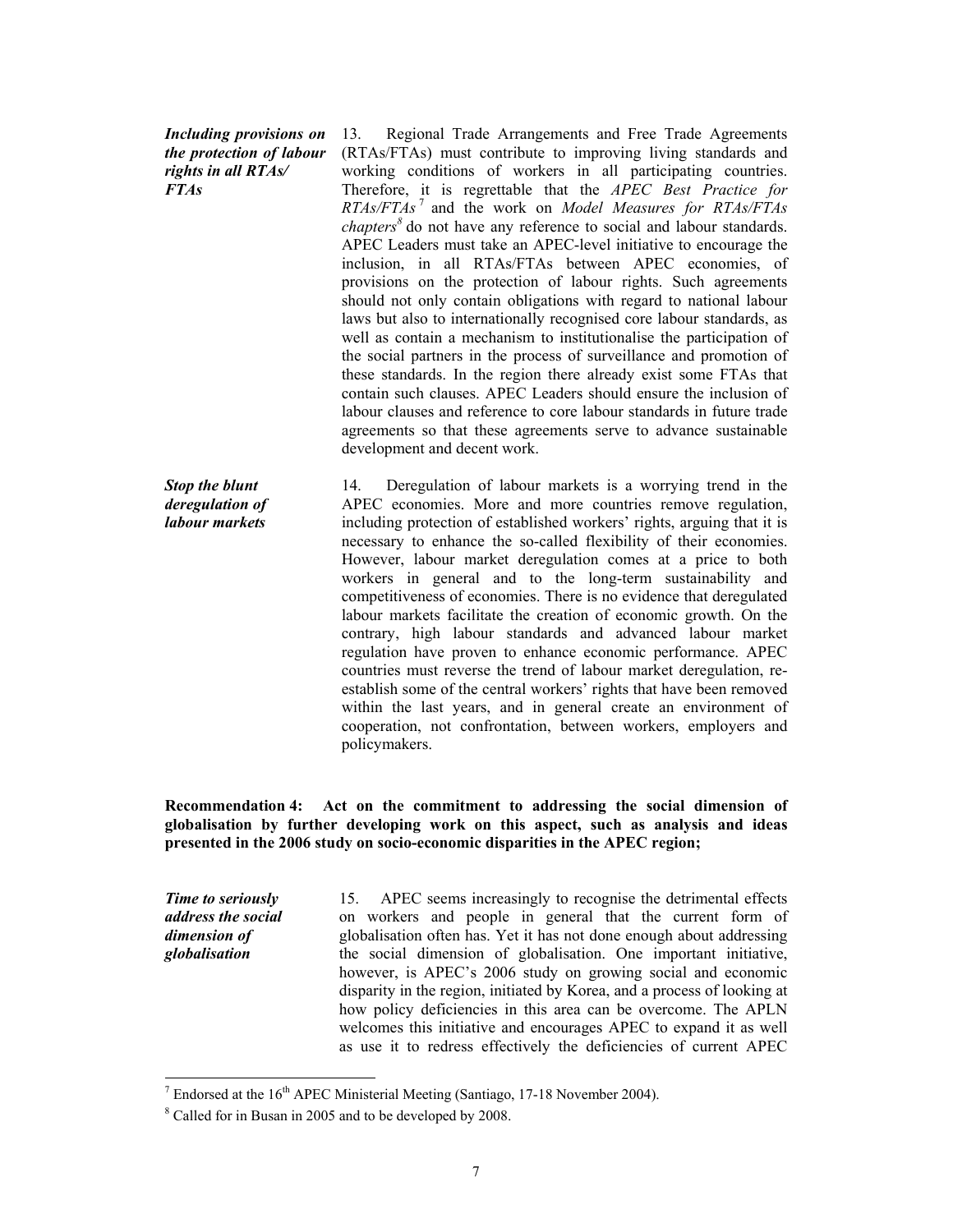***Including provisions on the protection of labour rights in all RTAs/ FTAs***

13. Regional Trade Arrangements and Free Trade Agreements (RTAs/FTAs) must contribute to improving living standards and working conditions of workers in all participating countries. Therefore, it is regrettable that the *APEC Best Practice for RTAs/FTAs*[7] and the work on *Model Measures for RTAs/FTAs chapters*[8] do not have any reference to social and labour standards. APEC Leaders must take an APEC-level initiative to encourage the inclusion, in all RTAs/FTAs between APEC economies, of provisions on the protection of labour rights. Such agreements should not only contain obligations with regard to national labour laws but also to internationally recognised core labour standards, as well as contain a mechanism to institutionalise the participation of the social partners in the process of surveillance and promotion of these standards. In the region there already exist some FTAs that contain such clauses. APEC Leaders should ensure the inclusion of labour clauses and reference to core labour standards in future trade agreements so that these agreements serve to advance sustainable development and decent work.

***Stop the blunt deregulation of labour markets***

14. Deregulation of labour markets is a worrying trend in the APEC economies. More and more countries remove regulation, including protection of established workers' rights, arguing that it is necessary to enhance the so-called flexibility of their economies. However, labour market deregulation comes at a price to both workers in general and to the long-term sustainability and competitiveness of economies. There is no evidence that deregulated labour markets facilitate the creation of economic growth. On the contrary, high labour standards and advanced labour market regulation have proven to enhance economic performance. APEC countries must reverse the trend of labour market deregulation, re-establish some of the central workers' rights that have been removed within the last years, and in general create an environment of cooperation, not confrontation, between workers, employers and policymakers.

**Recommendation 4: Act on the commitment to addressing the social dimension of globalisation by further developing work on this aspect, such as analysis and ideas presented in the 2006 study on socio-economic disparities in the APEC region;**

***Time to seriously address the social dimension of globalisation***

15. APEC seems increasingly to recognise the detrimental effects on workers and people in general that the current form of globalisation often has. Yet it has not done enough about addressing the social dimension of globalisation. One important initiative, however, is APEC's 2006 study on growing social and economic disparity in the region, initiated by Korea, and a process of looking at how policy deficiencies in this area can be overcome. The APLN welcomes this initiative and encourages APEC to expand it as well as use it to redress effectively the deficiencies of current APEC

[7] Endorsed at the 16th APEC Ministerial Meeting (Santiago, 17-18 November 2004).

[8] Called for in Busan in 2005 and to be developed by 2008.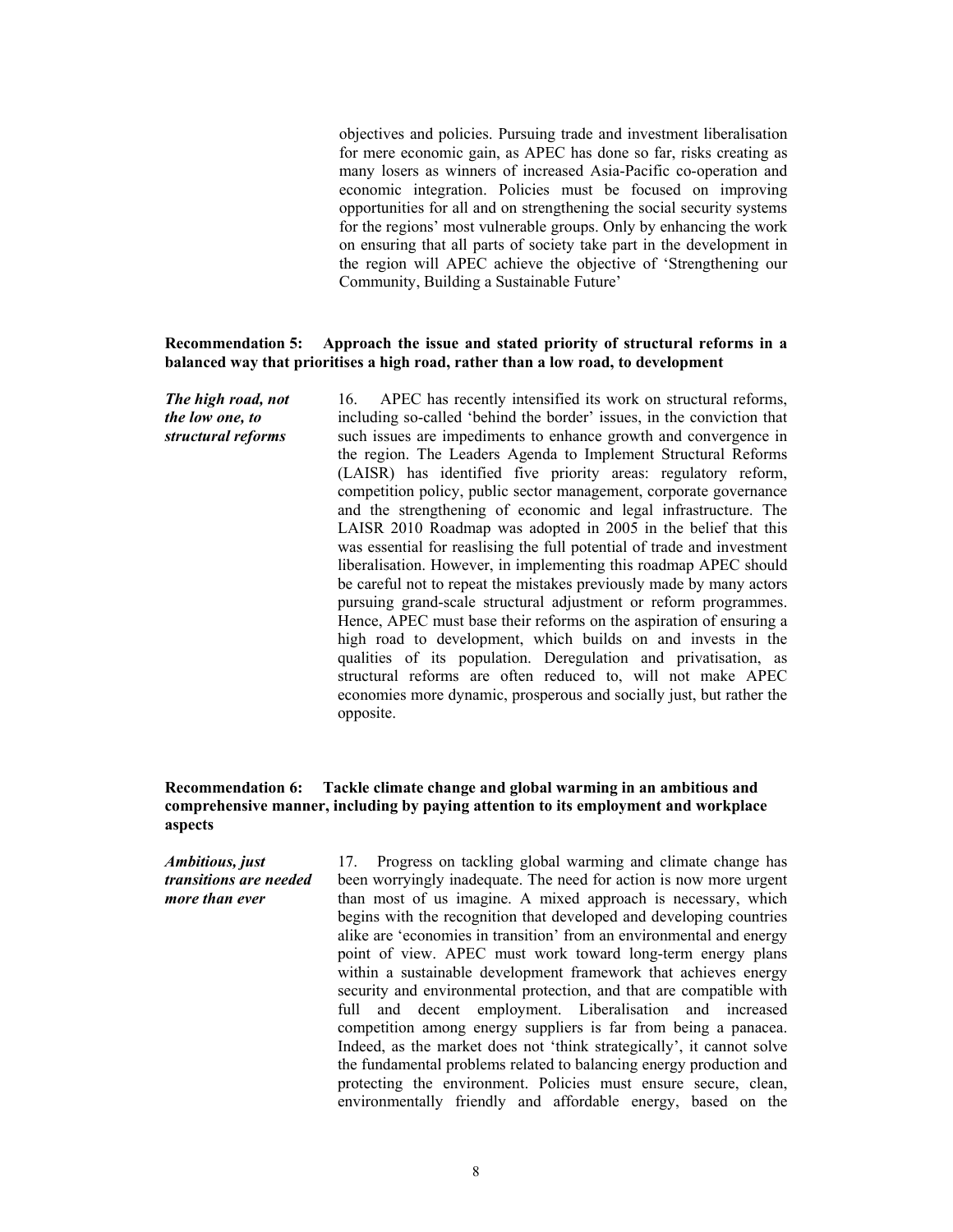objectives and policies. Pursuing trade and investment liberalisation for mere economic gain, as APEC has done so far, risks creating as many losers as winners of increased Asia-Pacific co-operation and economic integration. Policies must be focused on improving opportunities for all and on strengthening the social security systems for the regions' most vulnerable groups. Only by enhancing the work on ensuring that all parts of society take part in the development in the region will APEC achieve the objective of 'Strengthening our Community, Building a Sustainable Future'

**Recommendation 5: Approach the issue and stated priority of structural reforms in a balanced way that prioritises a high road, rather than a low road, to development**

***The high road, not the low one, to structural reforms***

16. APEC has recently intensified its work on structural reforms, including so-called 'behind the border' issues, in the conviction that such issues are impediments to enhance growth and convergence in the region. The Leaders Agenda to Implement Structural Reforms (LAISR) has identified five priority areas: regulatory reform, competition policy, public sector management, corporate governance and the strengthening of economic and legal infrastructure. The LAISR 2010 Roadmap was adopted in 2005 in the belief that this was essential for reaslising the full potential of trade and investment liberalisation. However, in implementing this roadmap APEC should be careful not to repeat the mistakes previously made by many actors pursuing grand-scale structural adjustment or reform programmes. Hence, APEC must base their reforms on the aspiration of ensuring a high road to development, which builds on and invests in the qualities of its population. Deregulation and privatisation, as structural reforms are often reduced to, will not make APEC economies more dynamic, prosperous and socially just, but rather the opposite.

**Recommendation 6: Tackle climate change and global warming in an ambitious and comprehensive manner, including by paying attention to its employment and workplace aspects**

***Ambitious, just transitions are needed more than ever***

17. Progress on tackling global warming and climate change has been worryingly inadequate. The need for action is now more urgent than most of us imagine. A mixed approach is necessary, which begins with the recognition that developed and developing countries alike are 'economies in transition' from an environmental and energy point of view. APEC must work toward long-term energy plans within a sustainable development framework that achieves energy security and environmental protection, and that are compatible with full and decent employment. Liberalisation and increased competition among energy suppliers is far from being a panacea. Indeed, as the market does not 'think strategically', it cannot solve the fundamental problems related to balancing energy production and protecting the environment. Policies must ensure secure, clean, environmentally friendly and affordable energy, based on the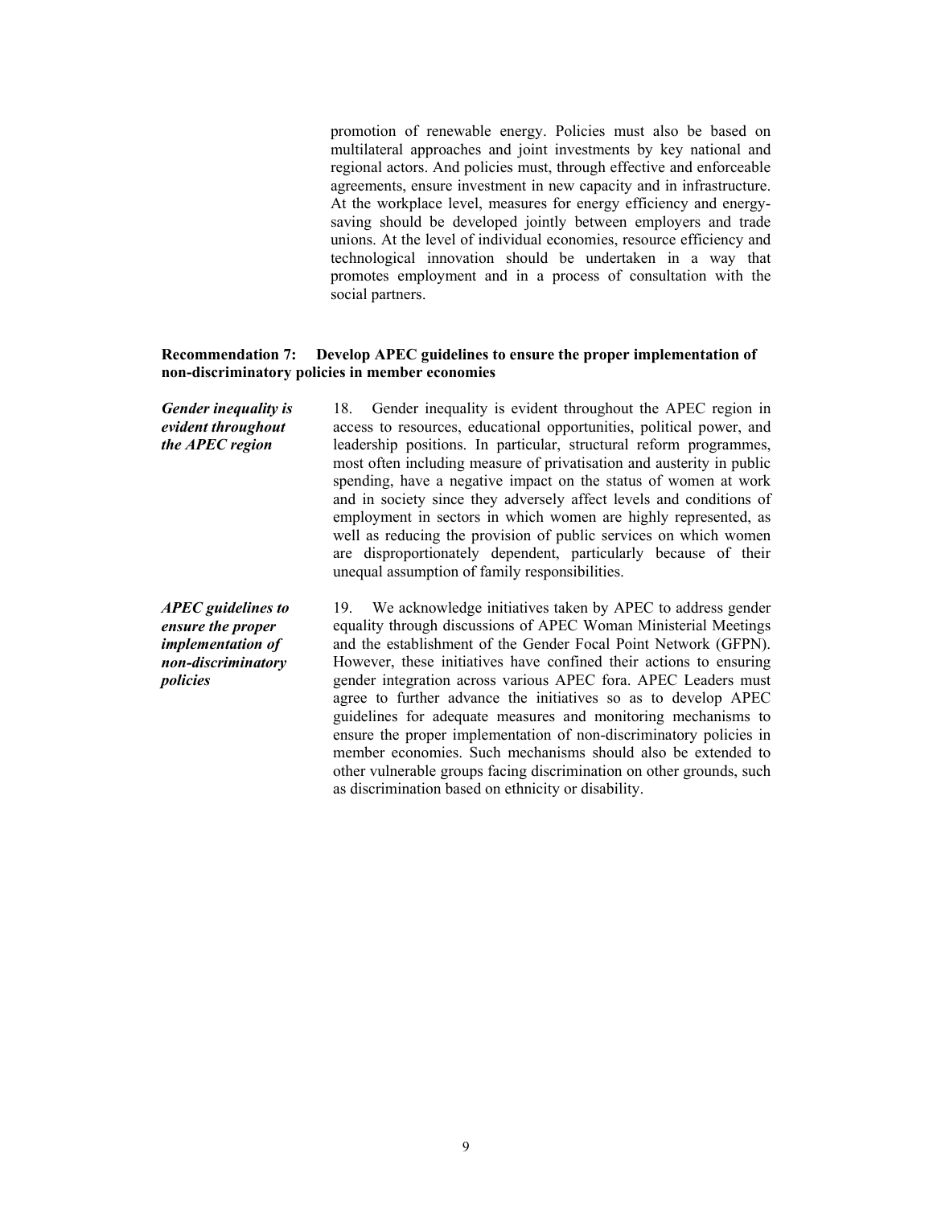promotion of renewable energy. Policies must also be based on multilateral approaches and joint investments by key national and regional actors. And policies must, through effective and enforceable agreements, ensure investment in new capacity and in infrastructure. At the workplace level, measures for energy efficiency and energy-saving should be developed jointly between employers and trade unions. At the level of individual economies, resource efficiency and technological innovation should be undertaken in a way that promotes employment and in a process of consultation with the social partners.

**Recommendation 7: Develop APEC guidelines to ensure the proper implementation of non-discriminatory policies in member economies**

***Gender inequality is evident throughout the APEC region***

18. Gender inequality is evident throughout the APEC region in access to resources, educational opportunities, political power, and leadership positions. In particular, structural reform programmes, most often including measure of privatisation and austerity in public spending, have a negative impact on the status of women at work and in society since they adversely affect levels and conditions of employment in sectors in which women are highly represented, as well as reducing the provision of public services on which women are disproportionately dependent, particularly because of their unequal assumption of family responsibilities.

***APEC guidelines to ensure the proper implementation of non-discriminatory policies***

19. We acknowledge initiatives taken by APEC to address gender equality through discussions of APEC Woman Ministerial Meetings and the establishment of the Gender Focal Point Network (GFPN). However, these initiatives have confined their actions to ensuring gender integration across various APEC fora. APEC Leaders must agree to further advance the initiatives so as to develop APEC guidelines for adequate measures and monitoring mechanisms to ensure the proper implementation of non-discriminatory policies in member economies. Such mechanisms should also be extended to other vulnerable groups facing discrimination on other grounds, such as discrimination based on ethnicity or disability.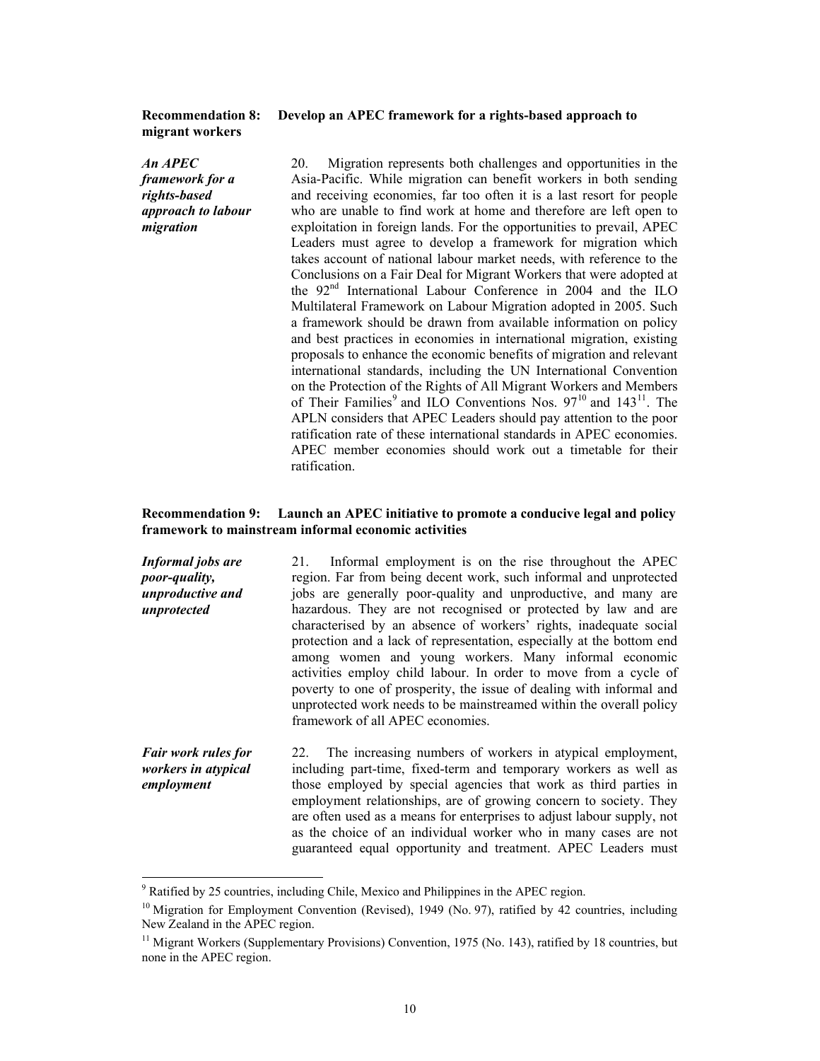**Recommendation 8: Develop an APEC framework for a rights-based approach to migrant workers**

***An APEC framework for a rights-based approach to labour migration***

20. Migration represents both challenges and opportunities in the Asia-Pacific. While migration can benefit workers in both sending and receiving economies, far too often it is a last resort for people who are unable to find work at home and therefore are left open to exploitation in foreign lands. For the opportunities to prevail, APEC Leaders must agree to develop a framework for migration which takes account of national labour market needs, with reference to the Conclusions on a Fair Deal for Migrant Workers that were adopted at the 92nd International Labour Conference in 2004 and the ILO Multilateral Framework on Labour Migration adopted in 2005. Such a framework should be drawn from available information on policy and best practices in economies in international migration, existing proposals to enhance the economic benefits of migration and relevant international standards, including the UN International Convention on the Protection of the Rights of All Migrant Workers and Members of Their Families[9] and ILO Conventions Nos. 97[10] and 143[11]. The APLN considers that APEC Leaders should pay attention to the poor ratification rate of these international standards in APEC economies. APEC member economies should work out a timetable for their ratification.

**Recommendation 9: Launch an APEC initiative to promote a conducive legal and policy framework to mainstream informal economic activities**

***Informal jobs are poor-quality, unproductive and unprotected***

21. Informal employment is on the rise throughout the APEC region. Far from being decent work, such informal and unprotected jobs are generally poor-quality and unproductive, and many are hazardous. They are not recognised or protected by law and are characterised by an absence of workers' rights, inadequate social protection and a lack of representation, especially at the bottom end among women and young workers. Many informal economic activities employ child labour. In order to move from a cycle of poverty to one of prosperity, the issue of dealing with informal and unprotected work needs to be mainstreamed within the overall policy framework of all APEC economies.

***Fair work rules for workers in atypical employment***

22. The increasing numbers of workers in atypical employment, including part-time, fixed-term and temporary workers as well as those employed by special agencies that work as third parties in employment relationships, are of growing concern to society. They are often used as a means for enterprises to adjust labour supply, not as the choice of an individual worker who in many cases are not guaranteed equal opportunity and treatment. APEC Leaders must

---

[9] Ratified by 25 countries, including Chile, Mexico and Philippines in the APEC region.

[10] Migration for Employment Convention (Revised), 1949 (No. 97), ratified by 42 countries, including New Zealand in the APEC region.

[11] Migrant Workers (Supplementary Provisions) Convention, 1975 (No. 143), ratified by 18 countries, but none in the APEC region.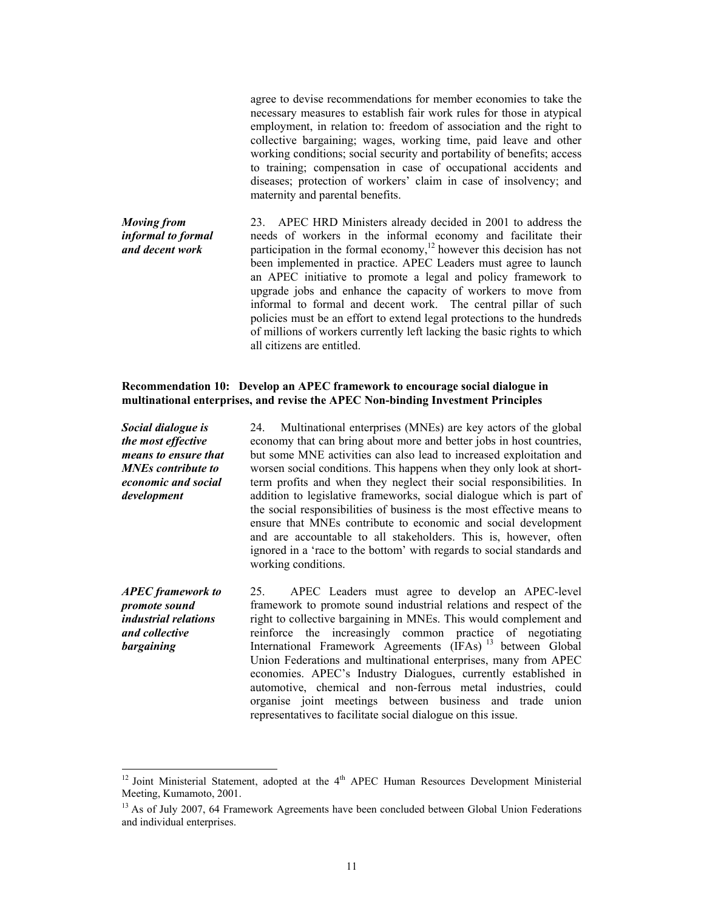agree to devise recommendations for member economies to take the necessary measures to establish fair work rules for those in atypical employment, in relation to: freedom of association and the right to collective bargaining; wages, working time, paid leave and other working conditions; social security and portability of benefits; access to training; compensation in case of occupational accidents and diseases; protection of workers' claim in case of insolvency; and maternity and parental benefits.

***Moving from informal to formal and decent work***

23. APEC HRD Ministers already decided in 2001 to address the needs of workers in the informal economy and facilitate their participation in the formal economy,[12] however this decision has not been implemented in practice. APEC Leaders must agree to launch an APEC initiative to promote a legal and policy framework to upgrade jobs and enhance the capacity of workers to move from informal to formal and decent work. The central pillar of such policies must be an effort to extend legal protections to the hundreds of millions of workers currently left lacking the basic rights to which all citizens are entitled.

**Recommendation 10: Develop an APEC framework to encourage social dialogue in multinational enterprises, and revise the APEC Non-binding Investment Principles**

***Social dialogue is the most effective means to ensure that MNEs contribute to economic and social development***

24. Multinational enterprises (MNEs) are key actors of the global economy that can bring about more and better jobs in host countries, but some MNE activities can also lead to increased exploitation and worsen social conditions. This happens when they only look at short-term profits and when they neglect their social responsibilities. In addition to legislative frameworks, social dialogue which is part of the social responsibilities of business is the most effective means to ensure that MNEs contribute to economic and social development and are accountable to all stakeholders. This is, however, often ignored in a 'race to the bottom' with regards to social standards and working conditions.

***APEC framework to promote sound industrial relations and collective bargaining***

25. APEC Leaders must agree to develop an APEC-level framework to promote sound industrial relations and respect of the right to collective bargaining in MNEs. This would complement and reinforce the increasingly common practice of negotiating International Framework Agreements (IFAs)[13] between Global Union Federations and multinational enterprises, many from APEC economies. APEC's Industry Dialogues, currently established in automotive, chemical and non-ferrous metal industries, could organise joint meetings between business and trade union representatives to facilitate social dialogue on this issue.

---

[12] Joint Ministerial Statement, adopted at the 4th APEC Human Resources Development Ministerial Meeting, Kumamoto, 2001.

[13] As of July 2007, 64 Framework Agreements have been concluded between Global Union Federations and individual enterprises.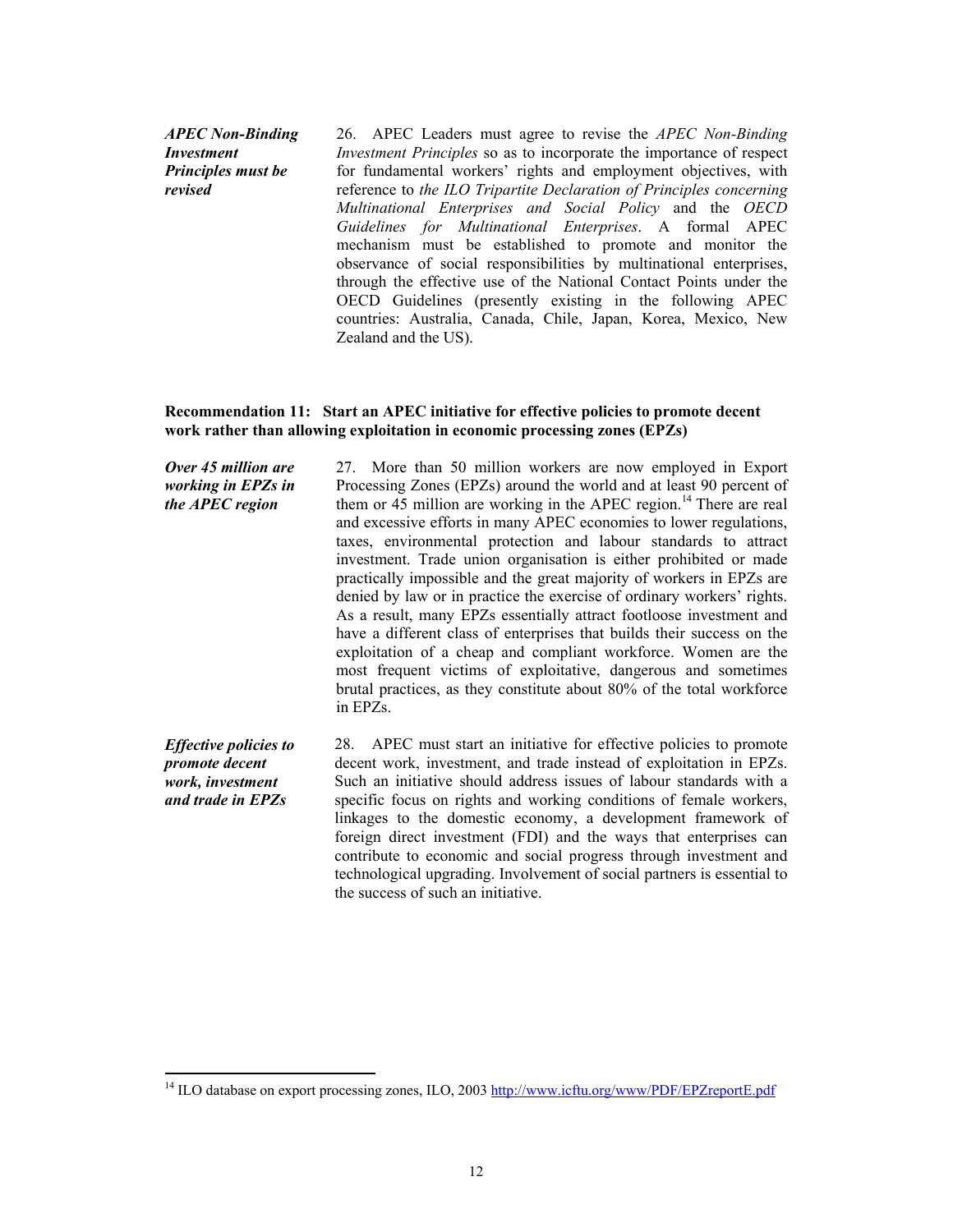*APEC Non-Binding Investment Principles must be revised*

26. APEC Leaders must agree to revise the *APEC Non-Binding Investment Principles* so as to incorporate the importance of respect for fundamental workers' rights and employment objectives, with reference to *the ILO Tripartite Declaration of Principles concerning Multinational Enterprises and Social Policy* and the *OECD Guidelines for Multinational Enterprises*. A formal APEC mechanism must be established to promote and monitor the observance of social responsibilities by multinational enterprises, through the effective use of the National Contact Points under the OECD Guidelines (presently existing in the following APEC countries: Australia, Canada, Chile, Japan, Korea, Mexico, New Zealand and the US).

**Recommendation 11: Start an APEC initiative for effective policies to promote decent work rather than allowing exploitation in economic processing zones (EPZs)**

*Over 45 million are working in EPZs in the APEC region*

27. More than 50 million workers are now employed in Export Processing Zones (EPZs) around the world and at least 90 percent of them or 45 million are working in the APEC region.[14] There are real and excessive efforts in many APEC economies to lower regulations, taxes, environmental protection and labour standards to attract investment. Trade union organisation is either prohibited or made practically impossible and the great majority of workers in EPZs are denied by law or in practice the exercise of ordinary workers' rights. As a result, many EPZs essentially attract footloose investment and have a different class of enterprises that builds their success on the exploitation of a cheap and compliant workforce. Women are the most frequent victims of exploitative, dangerous and sometimes brutal practices, as they constitute about 80% of the total workforce in EPZs.

*Effective policies to promote decent work, investment and trade in EPZs*

28. APEC must start an initiative for effective policies to promote decent work, investment, and trade instead of exploitation in EPZs. Such an initiative should address issues of labour standards with a specific focus on rights and working conditions of female workers, linkages to the domestic economy, a development framework of foreign direct investment (FDI) and the ways that enterprises can contribute to economic and social progress through investment and technological upgrading. Involvement of social partners is essential to the success of such an initiative.

---

[14] ILO database on export processing zones, ILO, 2003 http://www.icftu.org/www/PDF/EPZreportE.pdf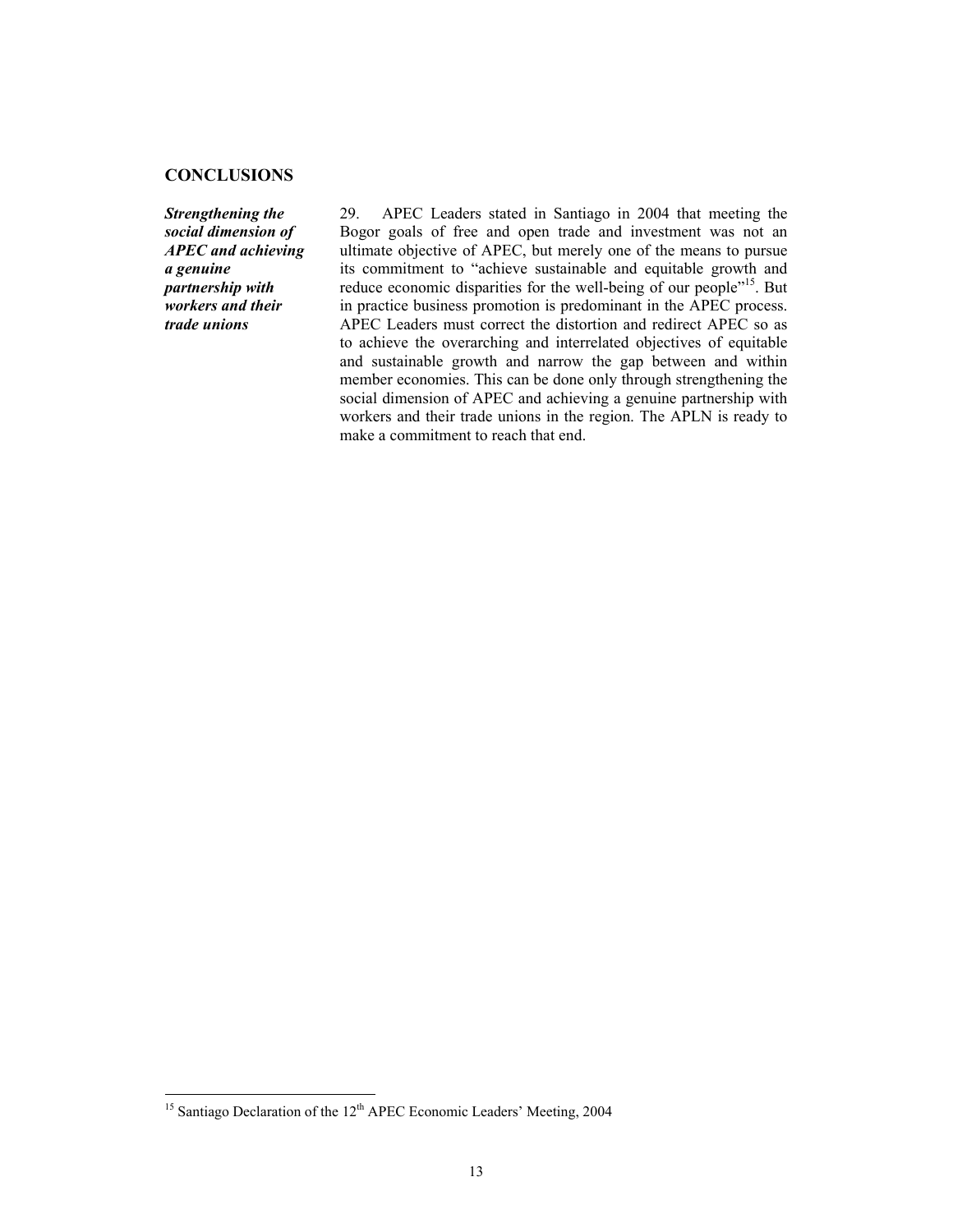## CONCLUSIONS

***Strengthening the social dimension of APEC and achieving a genuine partnership with workers and their trade unions***

29. APEC Leaders stated in Santiago in 2004 that meeting the Bogor goals of free and open trade and investment was not an ultimate objective of APEC, but merely one of the means to pursue its commitment to "achieve sustainable and equitable growth and reduce economic disparities for the well-being of our people"[15]. But in practice business promotion is predominant in the APEC process. APEC Leaders must correct the distortion and redirect APEC so as to achieve the overarching and interrelated objectives of equitable and sustainable growth and narrow the gap between and within member economies. This can be done only through strengthening the social dimension of APEC and achieving a genuine partnership with workers and their trade unions in the region. The APLN is ready to make a commitment to reach that end.

---

[15] Santiago Declaration of the 12th APEC Economic Leaders' Meeting, 2004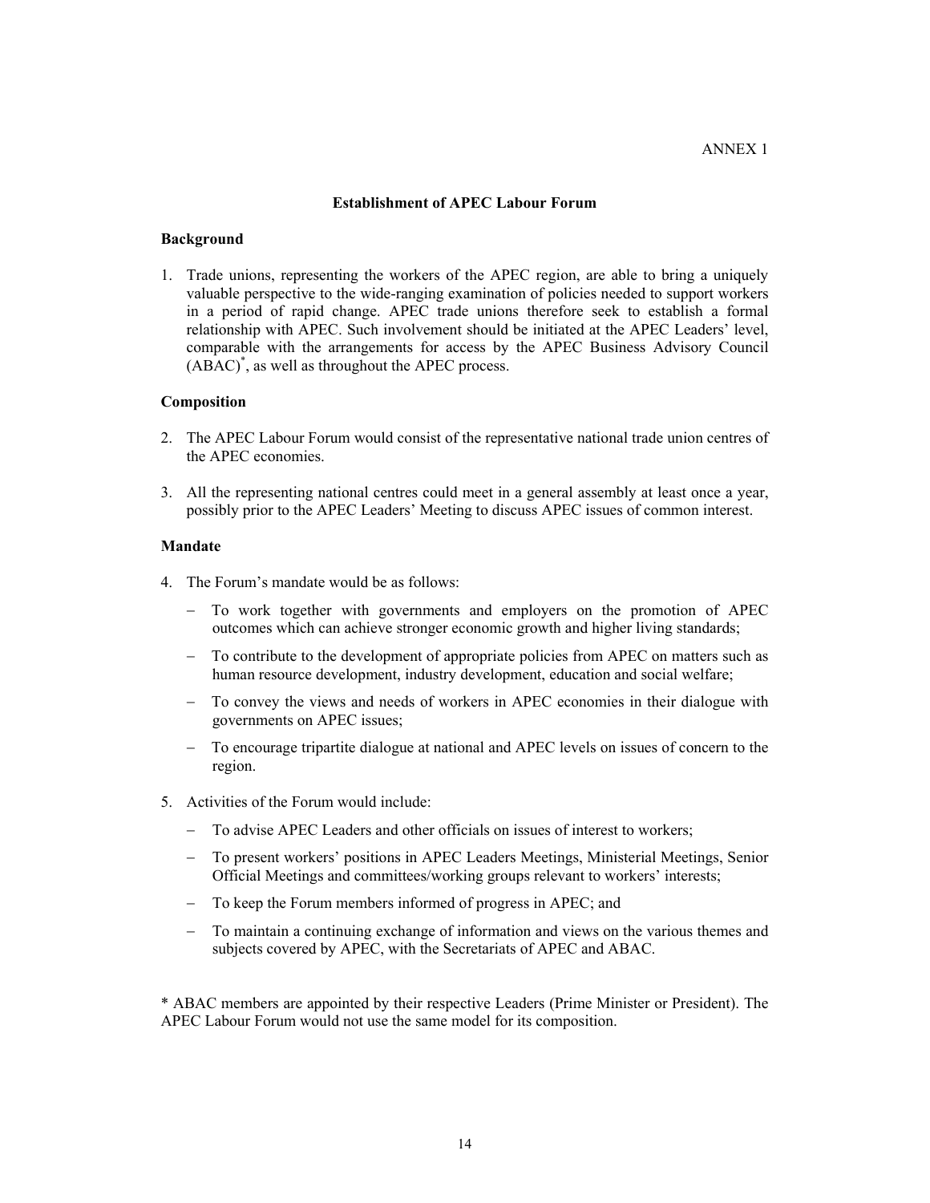ANNEX 1

## Establishment of APEC Labour Forum

### Background

1. Trade unions, representing the workers of the APEC region, are able to bring a uniquely valuable perspective to the wide-ranging examination of policies needed to support workers in a period of rapid change. APEC trade unions therefore seek to establish a formal relationship with APEC. Such involvement should be initiated at the APEC Leaders' level, comparable with the arrangements for access by the APEC Business Advisory Council (ABAC)*, as well as throughout the APEC process.

### Composition

2. The APEC Labour Forum would consist of the representative national trade union centres of the APEC economies.

3. All the representing national centres could meet in a general assembly at least once a year, possibly prior to the APEC Leaders' Meeting to discuss APEC issues of common interest.

### Mandate

4. The Forum's mandate would be as follows:

   - To work together with governments and employers on the promotion of APEC outcomes which can achieve stronger economic growth and higher living standards;
   - To contribute to the development of appropriate policies from APEC on matters such as human resource development, industry development, education and social welfare;
   - To convey the views and needs of workers in APEC economies in their dialogue with governments on APEC issues;
   - To encourage tripartite dialogue at national and APEC levels on issues of concern to the region.

5. Activities of the Forum would include:

   - To advise APEC Leaders and other officials on issues of interest to workers;
   - To present workers' positions in APEC Leaders Meetings, Ministerial Meetings, Senior Official Meetings and committees/working groups relevant to workers' interests;
   - To keep the Forum members informed of progress in APEC; and
   - To maintain a continuing exchange of information and views on the various themes and subjects covered by APEC, with the Secretariats of APEC and ABAC.

* ABAC members are appointed by their respective Leaders (Prime Minister or President). The APEC Labour Forum would not use the same model for its composition.